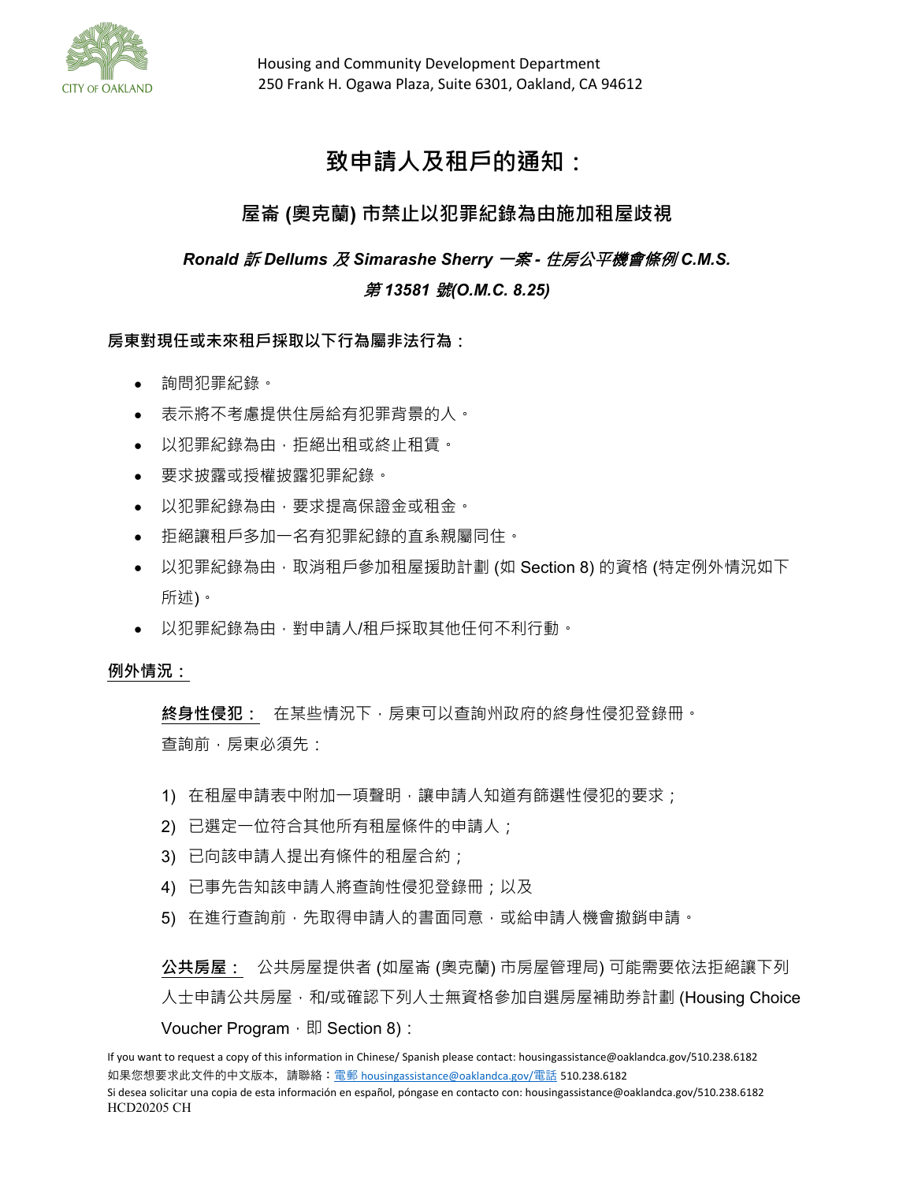Housing and Community Development Department
250 Frank H. Ogawa Plaza, Suite 6301, Oakland, CA 94612

# 致申請人及租戶的通知：

## 屋崙 (奧克蘭) 市禁止以犯罪紀錄為由施加租屋歧視

### *Ronald 訴 Dellums 及 Simarashe Sherry 一案 - 住房公平機會條例 C.M.S. 第 13581 號(O.M.C. 8.25)*

**房東對現任或未來租戶採取以下行為屬非法行為：**

- 詢問犯罪紀錄。
- 表示將不考慮提供住房給有犯罪背景的人。
- 以犯罪紀錄為由，拒絕出租或終止租賃。
- 要求披露或授權披露犯罪紀錄。
- 以犯罪紀錄為由，要求提高保證金或租金。
- 拒絕讓租戶多加一名有犯罪紀錄的直系親屬同住。
- 以犯罪紀錄為由，取消租戶參加租屋援助計劃 (如 Section 8) 的資格 (特定例外情況如下所述)。
- 以犯罪紀錄為由，對申請人/租戶採取其他任何不利行動。

**例外情況：**

**終身性侵犯：** 在某些情況下，房東可以查詢州政府的終身性侵犯登錄冊。查詢前，房東必須先：

1) 在租屋申請表中附加一項聲明，讓申請人知道有篩選性侵犯的要求；
2) 已選定一位符合其他所有租屋條件的申請人；
3) 已向該申請人提出有條件的租屋合約；
4) 已事先告知該申請人將查詢性侵犯登錄冊；以及
5) 在進行查詢前，先取得申請人的書面同意，或給申請人機會撤銷申請。

**公共房屋：** 公共房屋提供者 (如屋崙 (奧克蘭) 市房屋管理局) 可能需要依法拒絕讓下列人士申請公共房屋，和/或確認下列人士無資格參加自選房屋補助券計劃 (Housing Choice Voucher Program，即 Section 8)：

If you want to request a copy of this information in Chinese/ Spanish please contact: housingassistance@oaklandca.gov/510.238.6182
如果您想要求此文件的中文版本，請聯絡：電郵 housingassistance@oaklandca.gov/電話 510.238.6182
Si desea solicitar una copia de esta información en español, póngase en contacto con: housingassistance@oaklandca.gov/510.238.6182
HCD20205 CH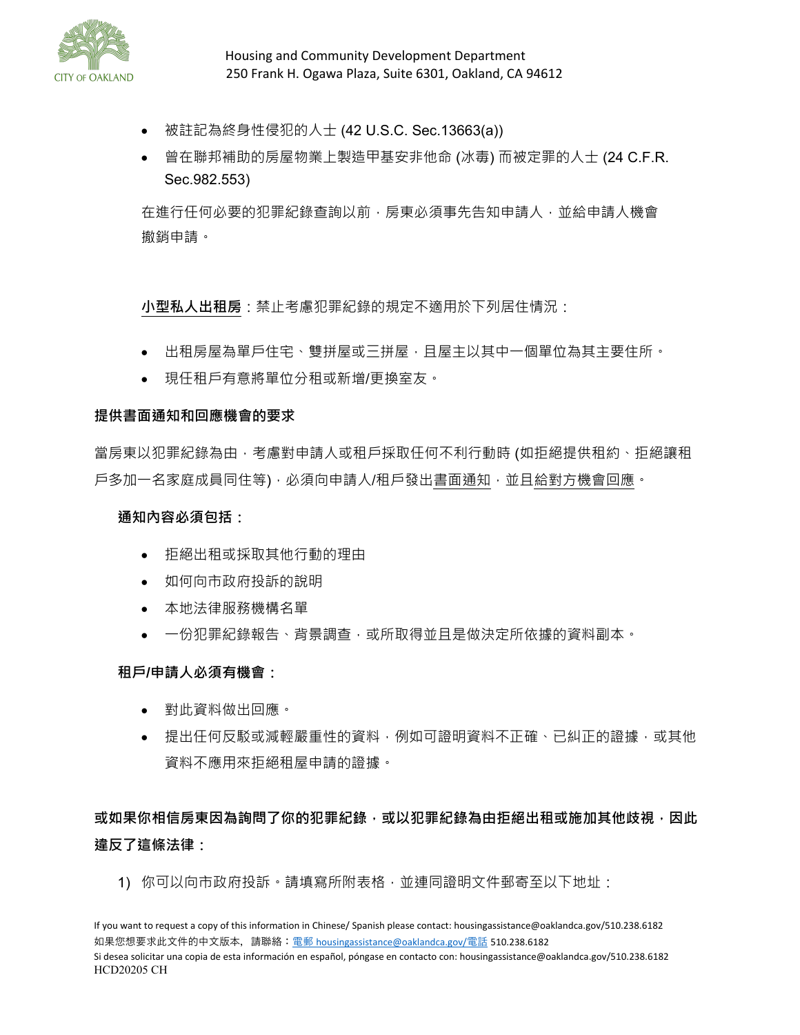- 被註記為終身性侵犯的人士 (42 U.S.C. Sec.13663(a))
- 曾在聯邦補助的房屋物業上製造甲基安非他命 (冰毒) 而被定罪的人士 (24 C.F.R. Sec.982.553)

在進行任何必要的犯罪紀錄查詢以前，房東必須事先告知申請人，並給申請人機會撤銷申請。

**小型私人出租房**：禁止考慮犯罪紀錄的規定不適用於下列居住情況：

- 出租房屋為單戶住宅、雙拼屋或三拼屋，且屋主以其中一個單位為其主要住所。
- 現任租戶有意將單位分租或新增/更換室友。

**提供書面通知和回應機會的要求**

當房東以犯罪紀錄為由，考慮對申請人或租戶採取任何不利行動時 (如拒絕提供租約、拒絕讓租戶多加一名家庭成員同住等)，必須向申請人/租戶發出書面通知，並且給對方機會回應。

**通知內容必須包括：**

- 拒絕出租或採取其他行動的理由
- 如何向市政府投訴的說明
- 本地法律服務機構名單
- 一份犯罪紀錄報告、背景調查，或所取得並且是做決定所依據的資料副本。

**租戶/申請人必須有機會：**

- 對此資料做出回應。
- 提出任何反駁或減輕嚴重性的資料，例如可證明資料不正確、已糾正的證據，或其他資料不應用來拒絕租屋申請的證據。

**或如果你相信房東因為詢問了你的犯罪紀錄，或以犯罪紀錄為由拒絕出租或施加其他歧視，因此違反了這條法律：**

1) 你可以向市政府投訴。請填寫所附表格，並連同證明文件郵寄至以下地址：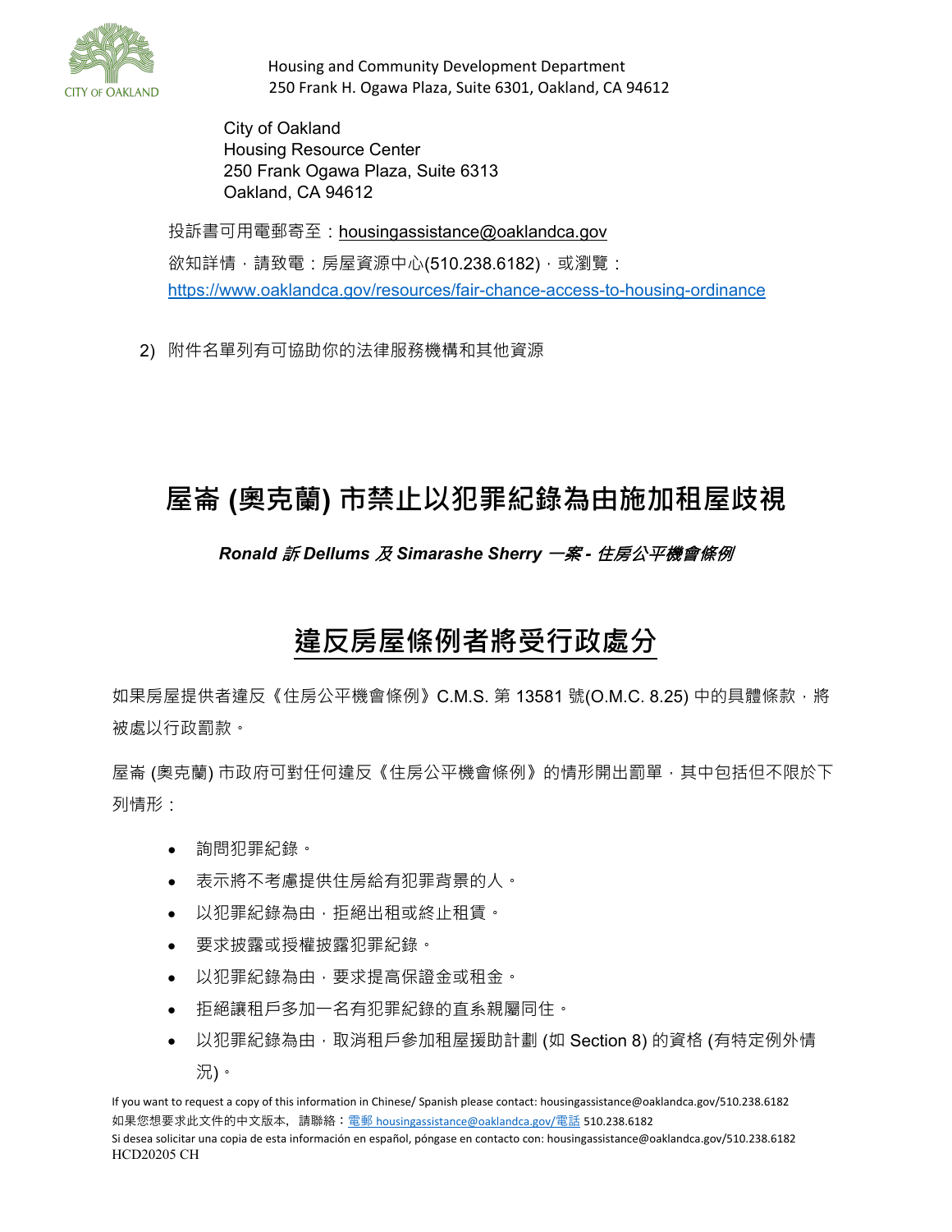Housing and Community Development Department
250 Frank H. Ogawa Plaza, Suite 6301, Oakland, CA 94612

City of Oakland
Housing Resource Center
250 Frank Ogawa Plaza, Suite 6313
Oakland, CA 94612

投訴書可用電郵寄至：housingassistance@oaklandca.gov

欲知詳情，請致電：房屋資源中心(510.238.6182)，或瀏覽：
https://www.oaklandca.gov/resources/fair-chance-access-to-housing-ordinance

2) 附件名單列有可協助你的法律服務機構和其他資源

# 屋崙 (奧克蘭) 市禁止以犯罪紀錄為由施加租屋歧視

***Ronald 訴 Dellums 及 Simarashe Sherry 一案 - 住房公平機會條例***

## 違反房屋條例者將受行政處分

如果房屋提供者違反《住房公平機會條例》C.M.S. 第 13581 號(O.M.C. 8.25) 中的具體條款，將被處以行政罰款。

屋崙 (奧克蘭) 市政府可對任何違反《住房公平機會條例》的情形開出罰單，其中包括但不限於下列情形：

- 詢問犯罪紀錄。
- 表示將不考慮提供住房給有犯罪背景的人。
- 以犯罪紀錄為由，拒絕出租或終止租賃。
- 要求披露或授權披露犯罪紀錄。
- 以犯罪紀錄為由，要求提高保證金或租金。
- 拒絕讓租戶多加一名有犯罪紀錄的直系親屬同住。
- 以犯罪紀錄為由，取消租戶參加租屋援助計劃 (如 Section 8) 的資格 (有特定例外情況)。

If you want to request a copy of this information in Chinese/ Spanish please contact: housingassistance@oaklandca.gov/510.238.6182
如果您想要求此文件的中文版本，請聯絡：電郵 housingassistance@oaklandca.gov/電話 510.238.6182
Si desea solicitar una copia de esta información en español, póngase en contacto con: housingassistance@oaklandca.gov/510.238.6182
HCD20205 CH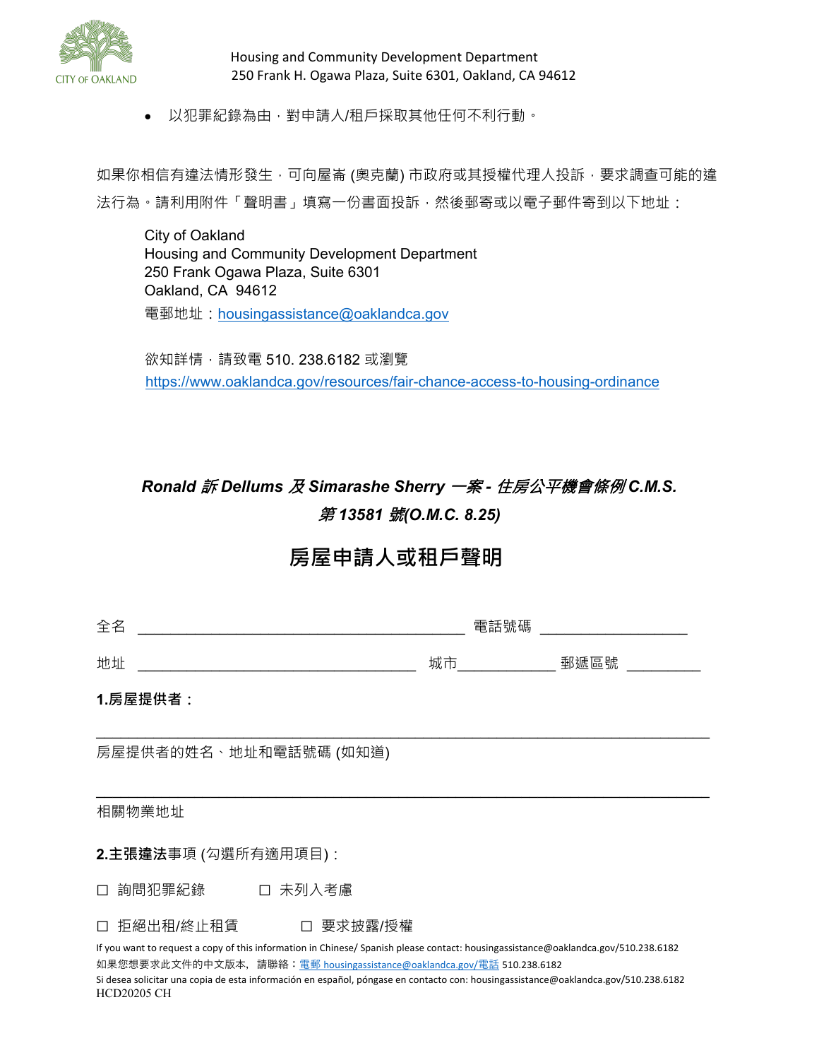- 以犯罪紀錄為由，對申請人/租戶採取其他任何不利行動。

如果你相信有違法情形發生，可向屋崙 (奧克蘭) 市政府或其授權代理人投訴，要求調查可能的違法行為。請利用附件「聲明書」填寫一份書面投訴，然後郵寄或以電子郵件寄到以下地址：

City of Oakland
Housing and Community Development Department
250 Frank Ogawa Plaza, Suite 6301
Oakland, CA 94612
電郵地址：housingassistance@oaklandca.gov

欲知詳情，請致電 510. 238.6182 或瀏覽
https://www.oaklandca.gov/resources/fair-chance-access-to-housing-ordinance

***Ronald 訴 Dellums 及 Simarashe Sherry 一案 - 住房公平機會條例 C.M.S. 第 13581 號(O.M.C. 8.25)***

# 房屋申請人或租戶聲明

全名 ________________________________________ 電話號碼 __________________

地址 ___________________________________ 城市____________ 郵遞區號 _________

**1.房屋提供者：**

_______________________________________________________________________________

房屋提供者的姓名、地址和電話號碼 (如知道)

_______________________________________________________________________________

相關物業地址

**2.主張違法**事項 (勾選所有適用項目)：

☐ 詢問犯罪紀錄 ☐ 未列入考慮

☐ 拒絕出租/終止租賃 ☐ 要求披露/授權

If you want to request a copy of this information in Chinese/ Spanish please contact: housingassistance@oaklandca.gov/510.238.6182
如果您想要求此文件的中文版本，請聯絡：電郵 housingassistance@oaklandca.gov/電話 510.238.6182
Si desea solicitar una copia de esta información en español, póngase en contacto con: housingassistance@oaklandca.gov/510.238.6182
HCD20205 CH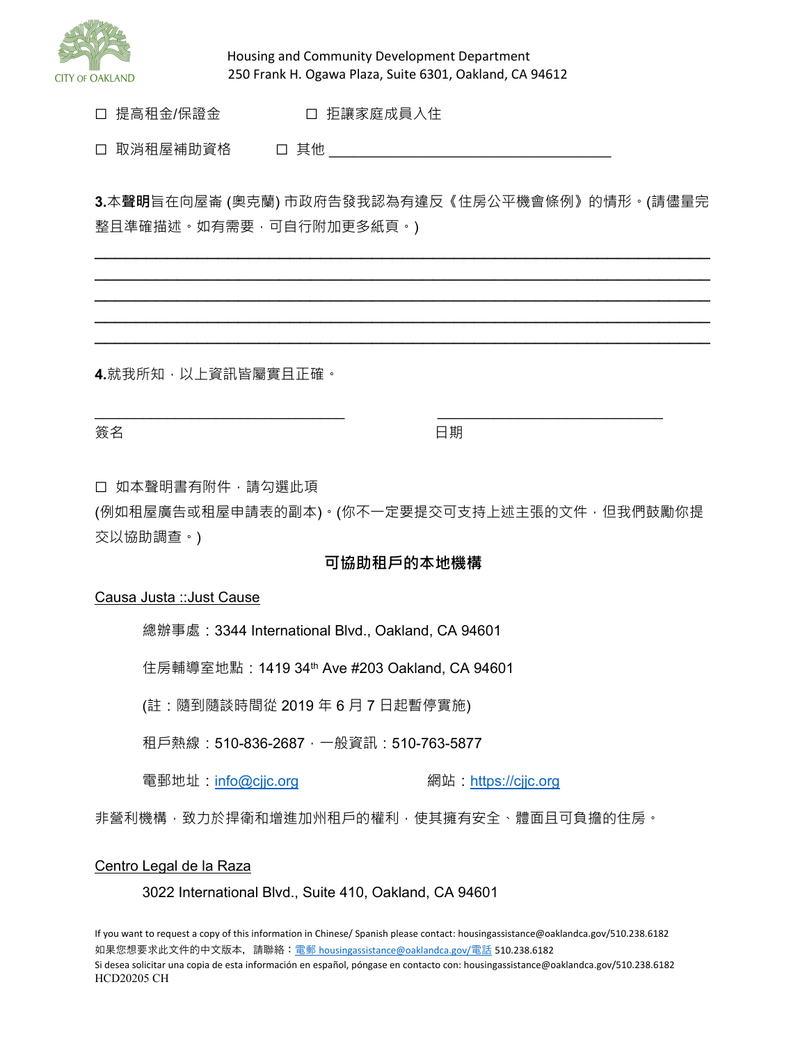☐ 提高租金/保證金　　　　☐ 拒讓家庭成員入住

☐ 取消租屋補助資格　　☐ 其他 ______________________________________

**3.**本**聲明**旨在向屋崙 (奧克蘭) 市政府告發我認為有違反《住房公平機會條例》的情形。(請儘量完整且準確描述。如有需要，可自行附加更多紙頁。)

______________________________________________________________________

______________________________________________________________________

______________________________________________________________________

______________________________________________________________________

______________________________________________________________________

**4.**就我所知，以上資訊皆屬實且正確。

_________________________________　　　　_____________________________

簽名　　　　　　　　　　　　　　　　　　　日期

☐ 如本聲明書有附件，請勾選此項
(例如租屋廣告或租屋申請表的副本)。(你不一定要提交可支持上述主張的文件，但我們鼓勵你提交以協助調查。)

## 可協助租戶的本地機構

Causa Justa ::Just Cause

總辦事處：3344 International Blvd., Oakland, CA 94601

住房輔導室地點：1419 34th Ave #203 Oakland, CA 94601

(註：隨到隨談時間從 2019 年 6 月 7 日起暫停實施)

租戶熱線：510-836-2687，一般資訊：510-763-5877

電郵地址：info@cjjc.org　　　　網站：https://cjjc.org

非營利機構，致力於捍衛和增進加州租戶的權利，使其擁有安全、體面且可負擔的住房。

Centro Legal de la Raza

3022 International Blvd., Suite 410, Oakland, CA 94601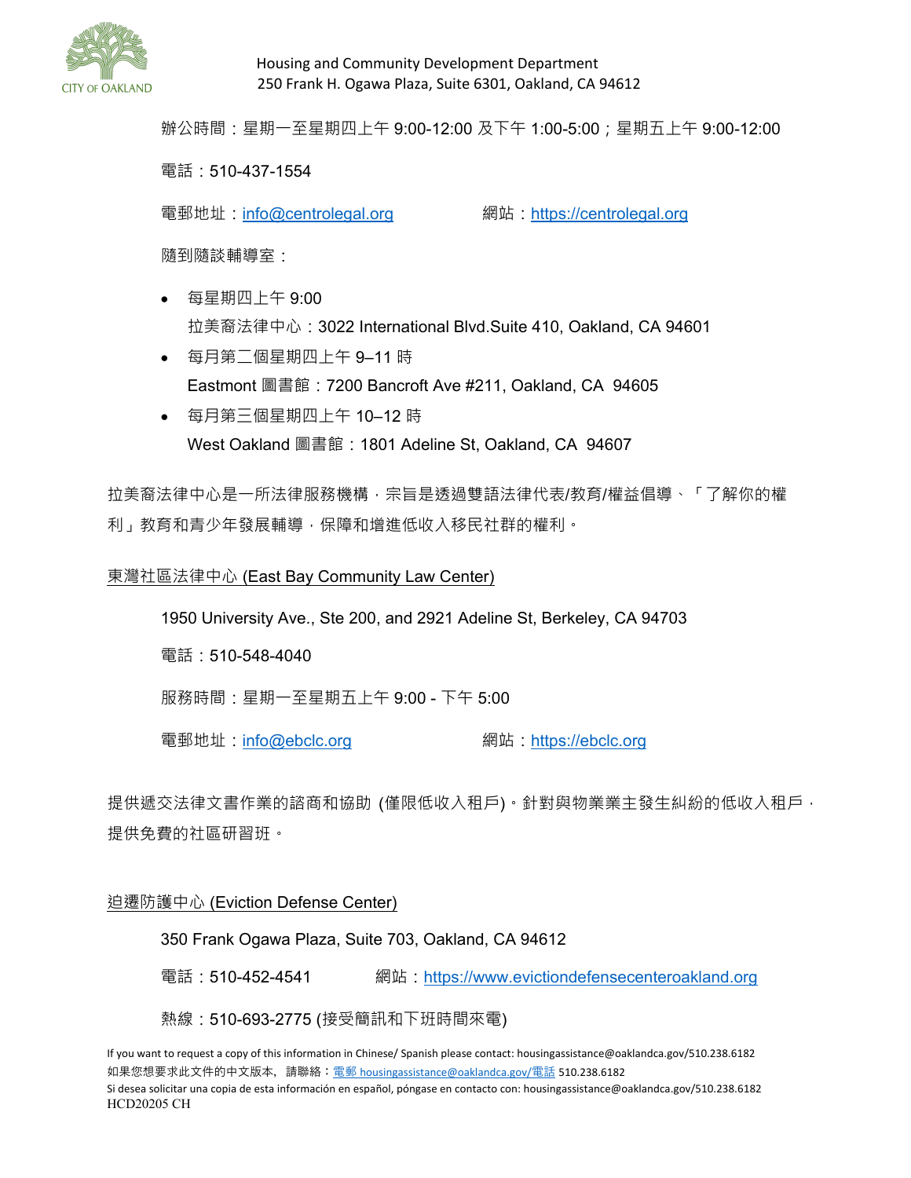辦公時間：星期一至星期四上午 9:00-12:00 及下午 1:00-5:00；星期五上午 9:00-12:00

電話：510-437-1554

電郵地址：info@centrolegal.org　　　網站：https://centrolegal.org

隨到隨談輔導室：

- 每星期四上午 9:00
  拉美裔法律中心：3022 International Blvd.Suite 410, Oakland, CA 94601
- 每月第二個星期四上午 9–11 時
  Eastmont 圖書館：7200 Bancroft Ave #211, Oakland, CA 94605
- 每月第三個星期四上午 10–12 時
  West Oakland 圖書館：1801 Adeline St, Oakland, CA 94607

拉美裔法律中心是一所法律服務機構，宗旨是透過雙語法律代表/教育/權益倡導、「了解你的權利」教育和青少年發展輔導，保障和增進低收入移民社群的權利。

## 東灣社區法律中心 (East Bay Community Law Center)

1950 University Ave., Ste 200, and 2921 Adeline St, Berkeley, CA 94703

電話：510-548-4040

服務時間：星期一至星期五上午 9:00 - 下午 5:00

電郵地址：info@ebclc.org　　　網站：https://ebclc.org

提供遞交法律文書作業的諮商和協助 (僅限低收入租戶)。針對與物業業主發生糾紛的低收入租戶，提供免費的社區研習班。

## 迫遷防護中心 (Eviction Defense Center)

350 Frank Ogawa Plaza, Suite 703, Oakland, CA 94612

電話：510-452-4541　　　網站：https://www.evictiondefensecenteroakland.org

熱線：510-693-2775 (接受簡訊和下班時間來電)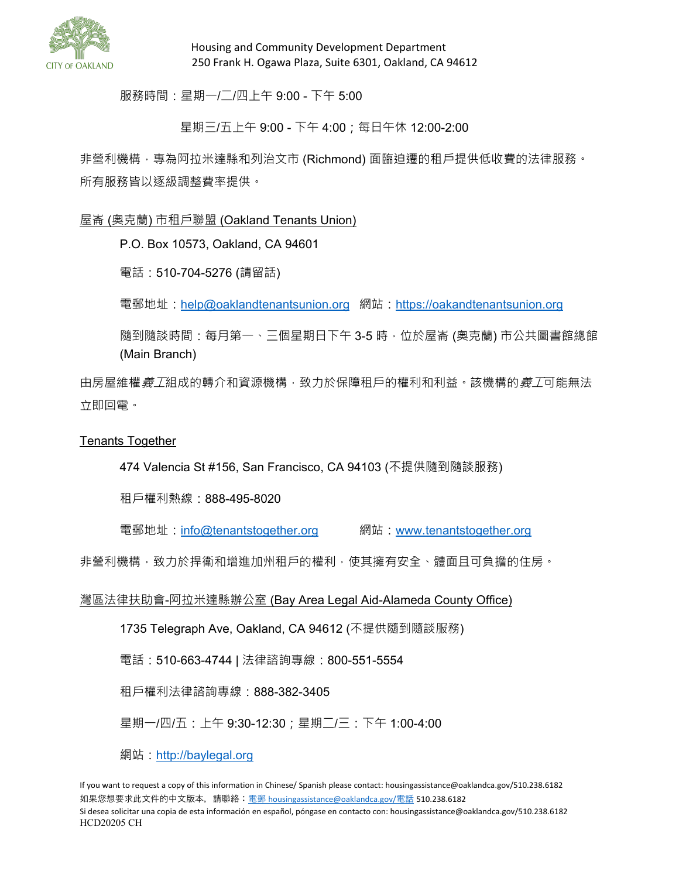服務時間：星期一/二/四上午 9:00 - 下午 5:00

星期三/五上午 9:00 - 下午 4:00；每日午休 12:00-2:00

非營利機構，專為阿拉米達縣和列治文市 (Richmond) 面臨迫遷的租戶提供低收費的法律服務。所有服務皆以逐級調整費率提供。

屋崙 (奧克蘭) 市租戶聯盟 (Oakland Tenants Union)

P.O. Box 10573, Oakland, CA 94601

電話：510-704-5276 (請留話)

電郵地址：help@oaklandtenantsunion.org 網站：https://oakandtenantsunion.org

隨到隨談時間：每月第一、三個星期日下午 3-5 時，位於屋崙 (奧克蘭) 市公共圖書館總館 (Main Branch)

由房屋維權*義工*組成的轉介和資源機構，致力於保障租戶的權利和利益。該機構的*義工*可能無法立即回電。

Tenants Together

474 Valencia St #156, San Francisco, CA 94103 (不提供隨到隨談服務)

租戶權利熱線：888-495-8020

電郵地址：info@tenantstogether.org 網站：www.tenantstogether.org

非營利機構，致力於捍衛和增進加州租戶的權利，使其擁有安全、體面且可負擔的住房。

灣區法律扶助會-阿拉米達縣辦公室 (Bay Area Legal Aid-Alameda County Office)

1735 Telegraph Ave, Oakland, CA 94612 (不提供隨到隨談服務)

電話：510-663-4744 | 法律諮詢專線：800-551-5554

租戶權利法律諮詢專線：888-382-3405

星期一/四/五：上午 9:30-12:30；星期二/三：下午 1:00-4:00

網站：http://baylegal.org

If you want to request a copy of this information in Chinese/ Spanish please contact: housingassistance@oaklandca.gov/510.238.6182
如果您想要求此文件的中文版本，請聯絡：電郵 housingassistance@oaklandca.gov/電話 510.238.6182
Si desea solicitar una copia de esta información en español, póngase en contacto con: housingassistance@oaklandca.gov/510.238.6182
HCD20205 CH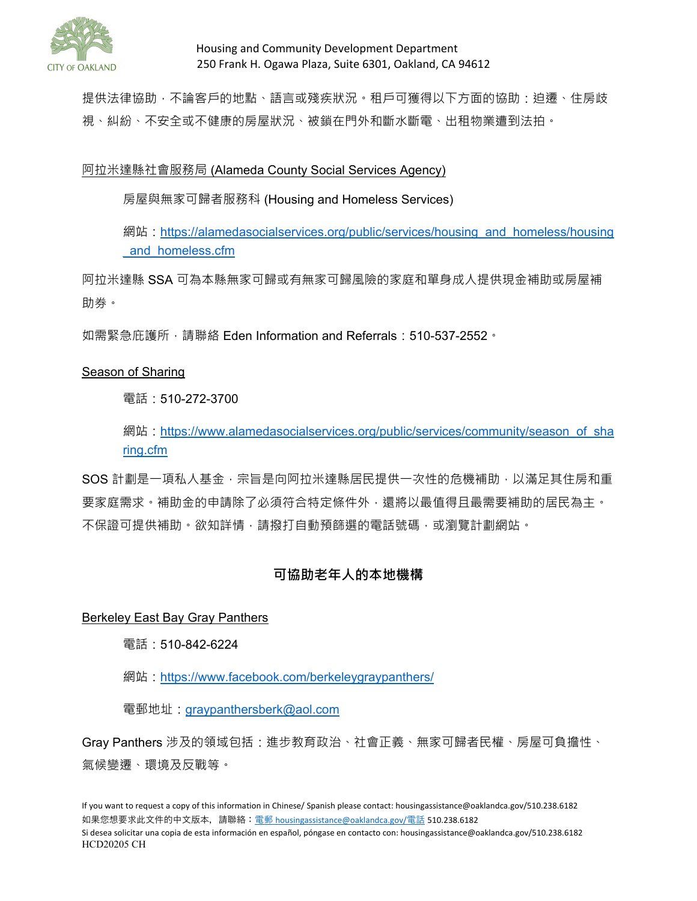提供法律協助，不論客戶的地點、語言或殘疾狀況。租戶可獲得以下方面的協助：迫遷、住房歧視、糾紛、不安全或不健康的房屋狀況、被鎖在門外和斷水斷電、出租物業遭到法拍。

阿拉米達縣社會服務局 (Alameda County Social Services Agency)

房屋與無家可歸者服務科 (Housing and Homeless Services)

網站：https://alamedasocialservices.org/public/services/housing_and_homeless/housing_and_homeless.cfm

阿拉米達縣 SSA 可為本縣無家可歸或有無家可歸風險的家庭和單身成人提供現金補助或房屋補助券。

如需緊急庇護所，請聯絡 Eden Information and Referrals：510-537-2552。

Season of Sharing

電話：510-272-3700

網站：https://www.alamedasocialservices.org/public/services/community/season_of_sharing.cfm

SOS 計劃是一項私人基金，宗旨是向阿拉米達縣居民提供一次性的危機補助，以滿足其住房和重要家庭需求。補助金的申請除了必須符合特定條件外，還將以最值得且最需要補助的居民為主。不保證可提供補助。欲知詳情，請撥打自動預篩選的電話號碼，或瀏覽計劃網站。

## 可協助老年人的本地機構

Berkeley East Bay Gray Panthers

電話：510-842-6224

網站：https://www.facebook.com/berkeleygraypanthers/

電郵地址：graypanthersberk@aol.com

Gray Panthers 涉及的領域包括：進步教育政治、社會正義、無家可歸者民權、房屋可負擔性、氣候變遷、環境及反戰等。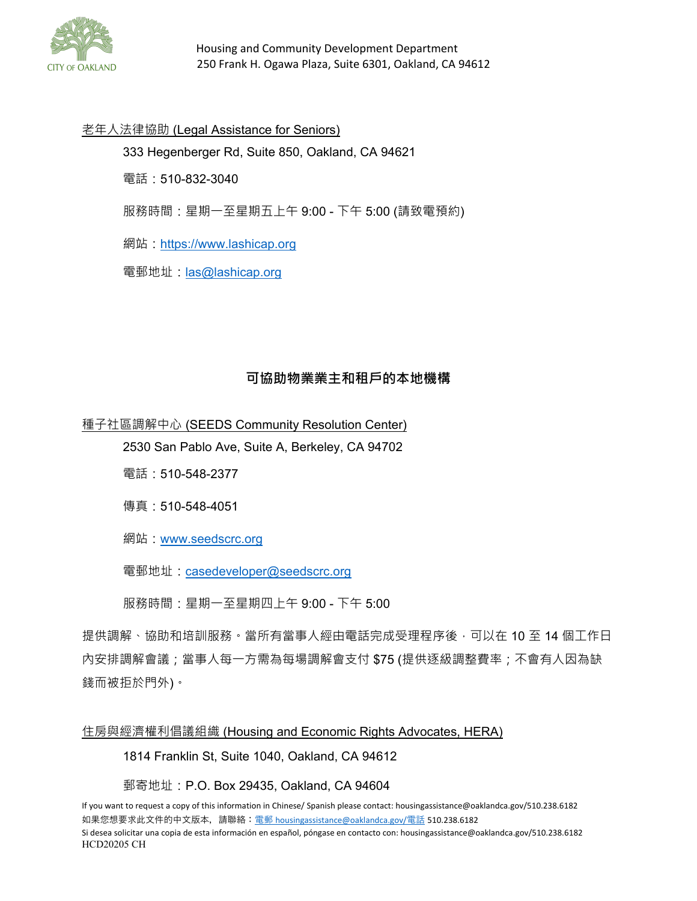老年人法律協助 (Legal Assistance for Seniors)

333 Hegenberger Rd, Suite 850, Oakland, CA 94621

電話：510-832-3040

服務時間：星期一至星期五上午 9:00 - 下午 5:00 (請致電預約)

網站：https://www.lashicap.org

電郵地址：las@lashicap.org

## 可協助物業業主和租戶的本地機構

種子社區調解中心 (SEEDS Community Resolution Center)

2530 San Pablo Ave, Suite A, Berkeley, CA 94702

電話：510-548-2377

傳真：510-548-4051

網站：www.seedscrc.org

電郵地址：casedeveloper@seedscrc.org

服務時間：星期一至星期四上午 9:00 - 下午 5:00

提供調解、協助和培訓服務。當所有當事人經由電話完成受理程序後，可以在 10 至 14 個工作日內安排調解會議；當事人每一方需為每場調解會支付 $75 (提供逐級調整費率；不會有人因為缺錢而被拒於門外)。

住房與經濟權利倡議組織 (Housing and Economic Rights Advocates, HERA)

1814 Franklin St, Suite 1040, Oakland, CA 94612

郵寄地址：P.O. Box 29435, Oakland, CA 94604

If you want to request a copy of this information in Chinese/ Spanish please contact: housingassistance@oaklandca.gov/510.238.6182
如果您想要求此文件的中文版本，請聯絡：電郵 housingassistance@oaklandca.gov/電話 510.238.6182
Si desea solicitar una copia de esta información en español, póngase en contacto con: housingassistance@oaklandca.gov/510.238.6182
HCD20205 CH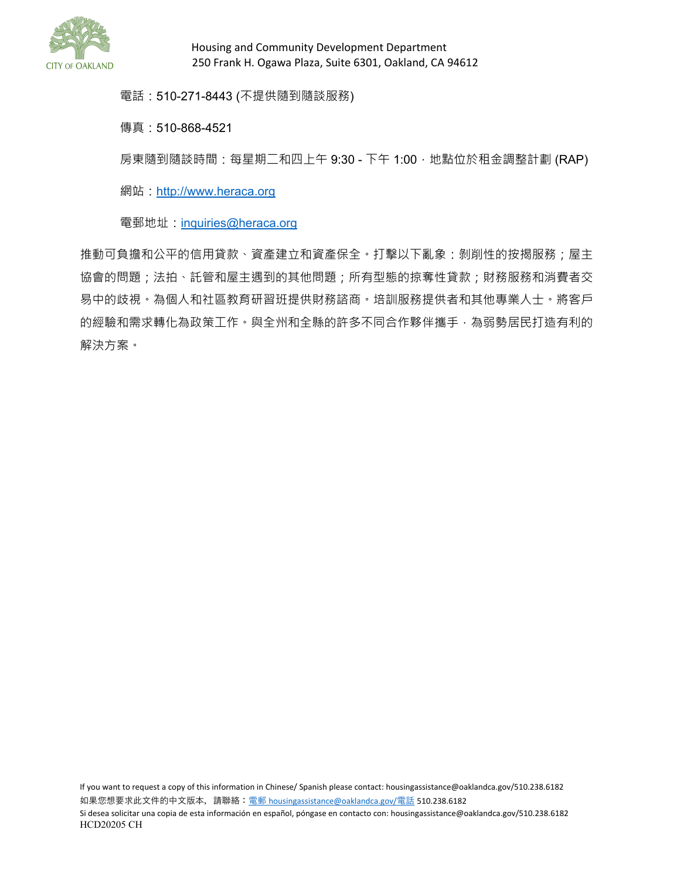電話：510-271-8443 (不提供隨到隨談服務)

傳真：510-868-4521

房東隨到隨談時間：每星期二和四上午 9:30 - 下午 1:00，地點位於租金調整計劃 (RAP)

網站：http://www.heraca.org

電郵地址：inquiries@heraca.org

推動可負擔和公平的信用貸款、資產建立和資產保全。打擊以下亂象：剝削性的按揭服務；屋主協會的問題；法拍、託管和屋主遇到的其他問題；所有型態的掠奪性貸款；財務服務和消費者交易中的歧視。為個人和社區教育研習班提供財務諮商。培訓服務提供者和其他專業人士。將客戶的經驗和需求轉化為政策工作。與全州和全縣的許多不同合作夥伴攜手，為弱勢居民打造有利的解決方案。

If you want to request a copy of this information in Chinese/ Spanish please contact: housingassistance@oaklandca.gov/510.238.6182

如果您想要求此文件的中文版本，請聯絡：電郵 housingassistance@oaklandca.gov/電話 510.238.6182

Si desea solicitar una copia de esta información en español, póngase en contacto con: housingassistance@oaklandca.gov/510.238.6182

HCD20205 CH